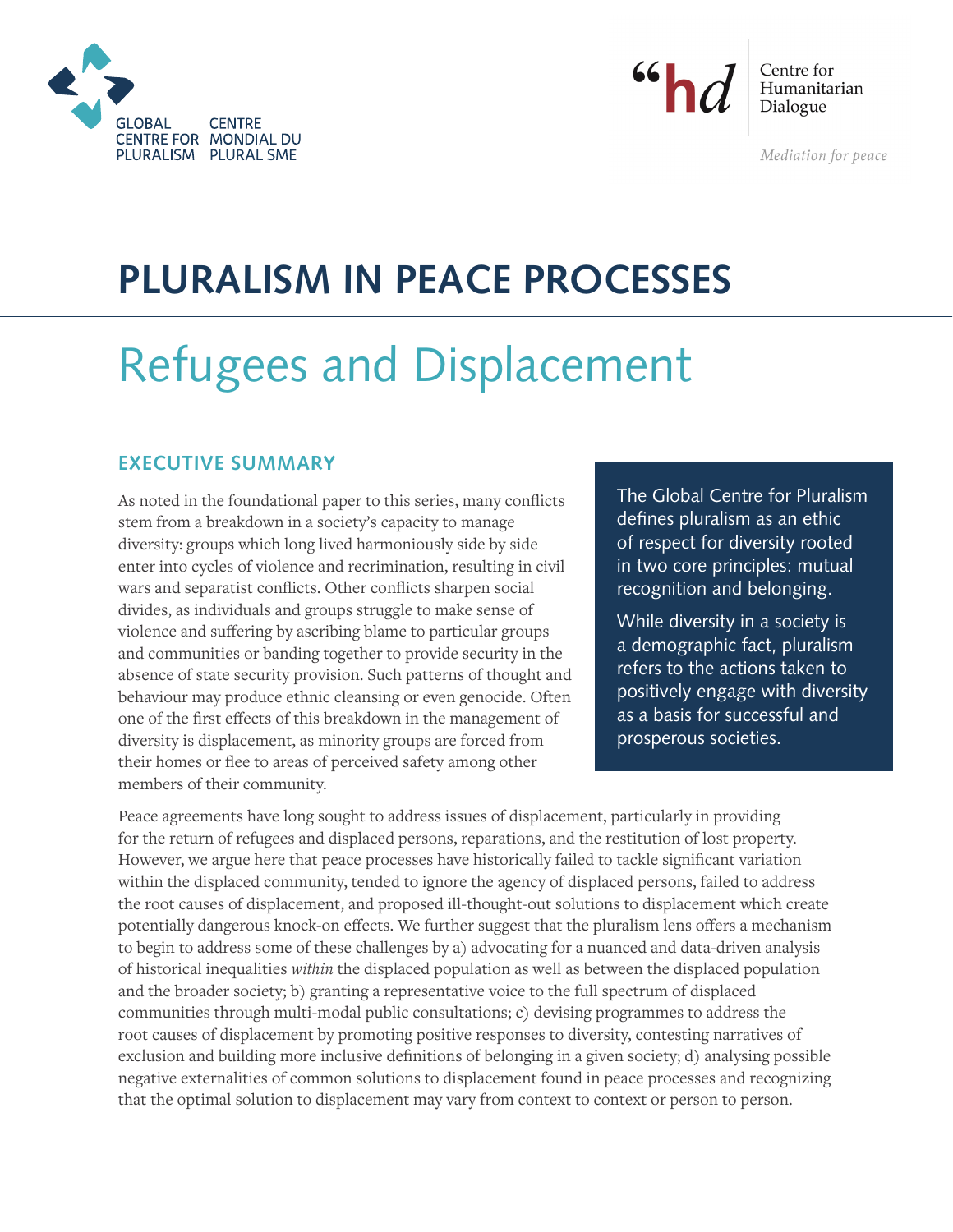GLOBAL CENTRE FOR PLURALISM / CENTRE MONDIAL DU PLURALISME

“hd Centre for Humanitarian Dialogue

*Mediation for peace*

# PLURALISM IN PEACE PROCESSES

## Refugees and Displacement

### EXECUTIVE SUMMARY

As noted in the foundational paper to this series, many conflicts stem from a breakdown in a society's capacity to manage diversity: groups which long lived harmoniously side by side enter into cycles of violence and recrimination, resulting in civil wars and separatist conflicts. Other conflicts sharpen social divides, as individuals and groups struggle to make sense of violence and suffering by ascribing blame to particular groups and communities or banding together to provide security in the absence of state security provision. Such patterns of thought and behaviour may produce ethnic cleansing or even genocide. Often one of the first effects of this breakdown in the management of diversity is displacement, as minority groups are forced from their homes or flee to areas of perceived safety among other members of their community.

> The Global Centre for Pluralism defines pluralism as an ethic of respect for diversity rooted in two core principles: mutual recognition and belonging.
>
> While diversity in a society is a demographic fact, pluralism refers to the actions taken to positively engage with diversity as a basis for successful and prosperous societies.

Peace agreements have long sought to address issues of displacement, particularly in providing for the return of refugees and displaced persons, reparations, and the restitution of lost property. However, we argue here that peace processes have historically failed to tackle significant variation within the displaced community, tended to ignore the agency of displaced persons, failed to address the root causes of displacement, and proposed ill-thought-out solutions to displacement which create potentially dangerous knock-on effects. We further suggest that the pluralism lens offers a mechanism to begin to address some of these challenges by a) advocating for a nuanced and data-driven analysis of historical inequalities *within* the displaced population as well as between the displaced population and the broader society; b) granting a representative voice to the full spectrum of displaced communities through multi-modal public consultations; c) devising programmes to address the root causes of displacement by promoting positive responses to diversity, contesting narratives of exclusion and building more inclusive definitions of belonging in a given society; d) analysing possible negative externalities of common solutions to displacement found in peace processes and recognizing that the optimal solution to displacement may vary from context to context or person to person.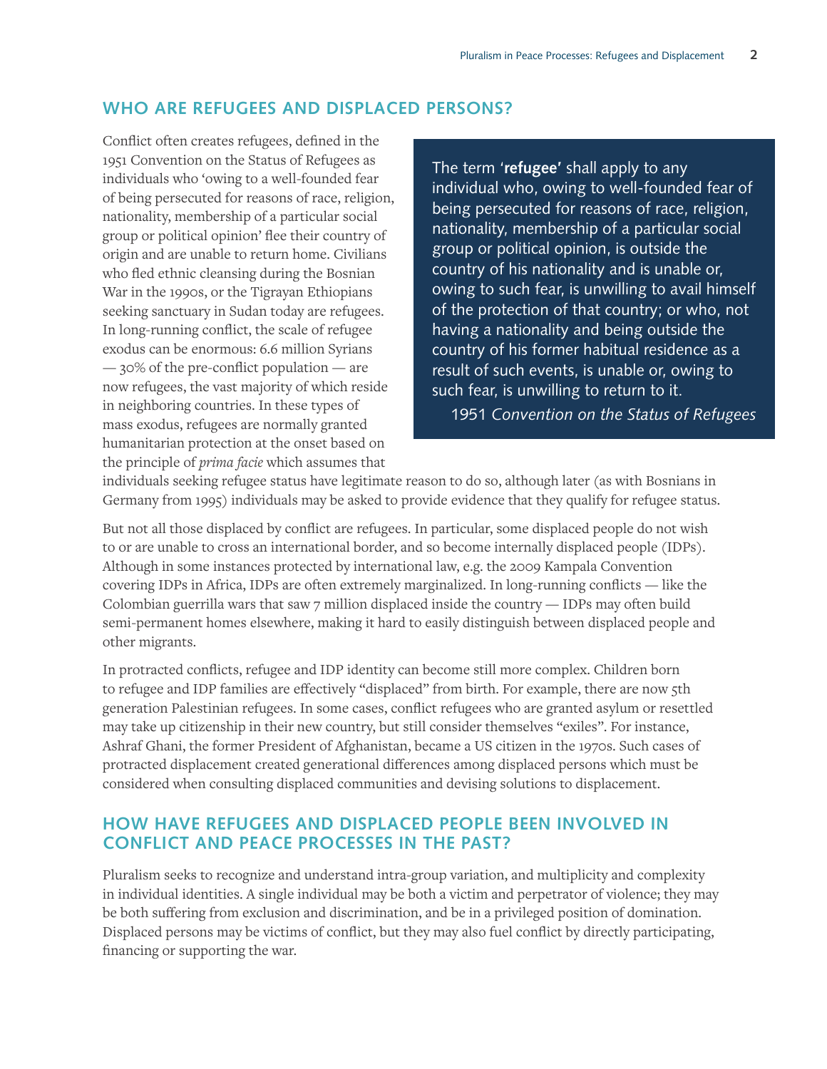## WHO ARE REFUGEES AND DISPLACED PERSONS?

> The term '**refugee**' shall apply to any individual who, owing to well-founded fear of being persecuted for reasons of race, religion, nationality, membership of a particular social group or political opinion, is outside the country of his nationality and is unable or, owing to such fear, is unwilling to avail himself of the protection of that country; or who, not having a nationality and being outside the country of his former habitual residence as a result of such events, is unable or, owing to such fear, is unwilling to return to it.
>
> 1951 *Convention on the Status of Refugees*

Conflict often creates refugees, defined in the 1951 Convention on the Status of Refugees as individuals who 'owing to a well-founded fear of being persecuted for reasons of race, religion, nationality, membership of a particular social group or political opinion' flee their country of origin and are unable to return home. Civilians who fled ethnic cleansing during the Bosnian War in the 1990s, or the Tigrayan Ethiopians seeking sanctuary in Sudan today are refugees. In long-running conflict, the scale of refugee exodus can be enormous: 6.6 million Syrians — 30% of the pre-conflict population — are now refugees, the vast majority of which reside in neighboring countries. In these types of mass exodus, refugees are normally granted humanitarian protection at the onset based on the principle of *prima facie* which assumes that individuals seeking refugee status have legitimate reason to do so, although later (as with Bosnians in Germany from 1995) individuals may be asked to provide evidence that they qualify for refugee status.

But not all those displaced by conflict are refugees. In particular, some displaced people do not wish to or are unable to cross an international border, and so become internally displaced people (IDPs). Although in some instances protected by international law, e.g. the 2009 Kampala Convention covering IDPs in Africa, IDPs are often extremely marginalized. In long-running conflicts — like the Colombian guerrilla wars that saw 7 million displaced inside the country — IDPs may often build semi-permanent homes elsewhere, making it hard to easily distinguish between displaced people and other migrants.

In protracted conflicts, refugee and IDP identity can become still more complex. Children born to refugee and IDP families are effectively "displaced" from birth. For example, there are now 5th generation Palestinian refugees. In some cases, conflict refugees who are granted asylum or resettled may take up citizenship in their new country, but still consider themselves "exiles". For instance, Ashraf Ghani, the former President of Afghanistan, became a US citizen in the 1970s. Such cases of protracted displacement created generational differences among displaced persons which must be considered when consulting displaced communities and devising solutions to displacement.

## HOW HAVE REFUGEES AND DISPLACED PEOPLE BEEN INVOLVED IN CONFLICT AND PEACE PROCESSES IN THE PAST?

Pluralism seeks to recognize and understand intra-group variation, and multiplicity and complexity in individual identities. A single individual may be both a victim and perpetrator of violence; they may be both suffering from exclusion and discrimination, and be in a privileged position of domination. Displaced persons may be victims of conflict, but they may also fuel conflict by directly participating, financing or supporting the war.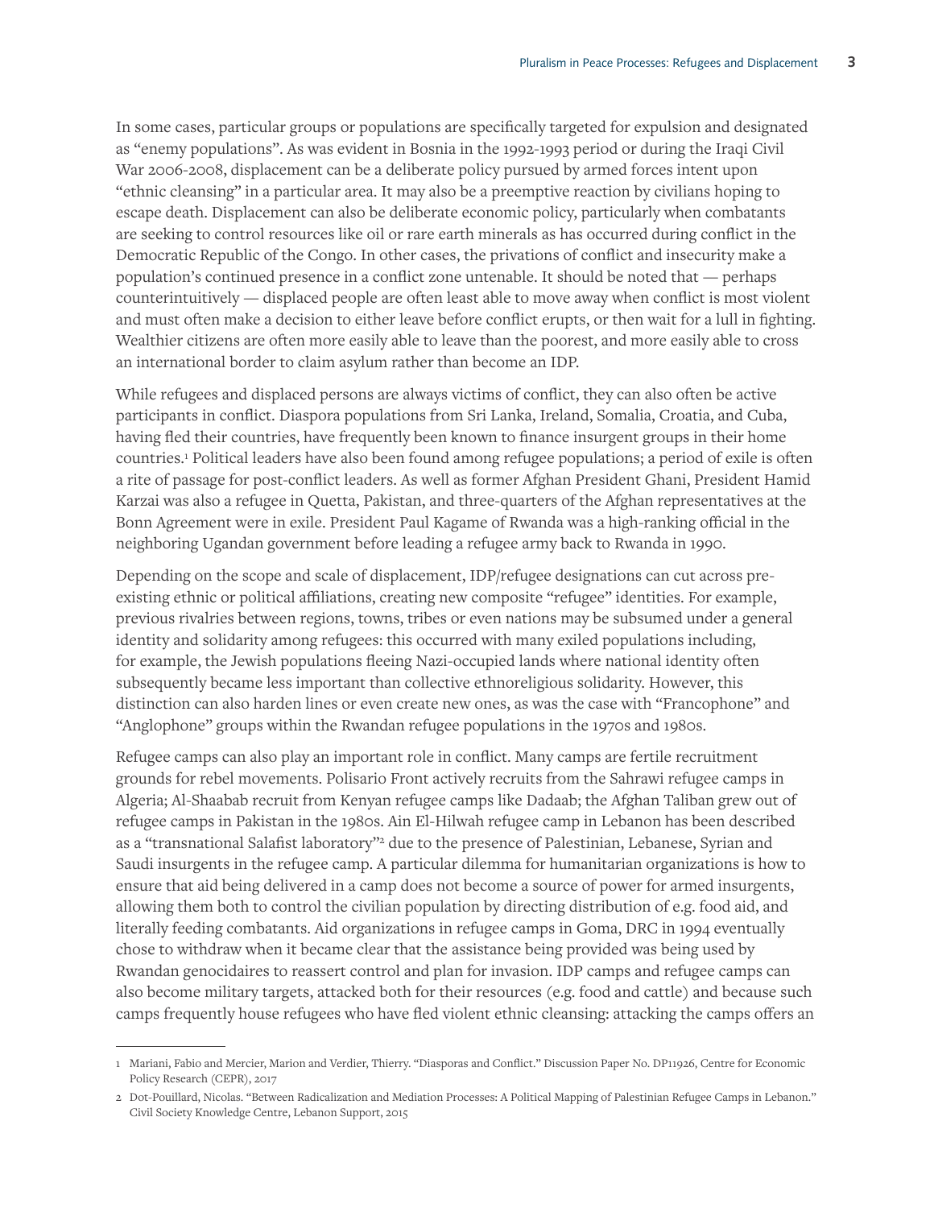In some cases, particular groups or populations are specifically targeted for expulsion and designated as "enemy populations". As was evident in Bosnia in the 1992-1993 period or during the Iraqi Civil War 2006-2008, displacement can be a deliberate policy pursued by armed forces intent upon "ethnic cleansing" in a particular area. It may also be a preemptive reaction by civilians hoping to escape death. Displacement can also be deliberate economic policy, particularly when combatants are seeking to control resources like oil or rare earth minerals as has occurred during conflict in the Democratic Republic of the Congo. In other cases, the privations of conflict and insecurity make a population's continued presence in a conflict zone untenable. It should be noted that — perhaps counterintuitively — displaced people are often least able to move away when conflict is most violent and must often make a decision to either leave before conflict erupts, or then wait for a lull in fighting. Wealthier citizens are often more easily able to leave than the poorest, and more easily able to cross an international border to claim asylum rather than become an IDP.

While refugees and displaced persons are always victims of conflict, they can also often be active participants in conflict. Diaspora populations from Sri Lanka, Ireland, Somalia, Croatia, and Cuba, having fled their countries, have frequently been known to finance insurgent groups in their home countries.[1] Political leaders have also been found among refugee populations; a period of exile is often a rite of passage for post-conflict leaders. As well as former Afghan President Ghani, President Hamid Karzai was also a refugee in Quetta, Pakistan, and three-quarters of the Afghan representatives at the Bonn Agreement were in exile. President Paul Kagame of Rwanda was a high-ranking official in the neighboring Ugandan government before leading a refugee army back to Rwanda in 1990.

Depending on the scope and scale of displacement, IDP/refugee designations can cut across pre-existing ethnic or political affiliations, creating new composite "refugee" identities. For example, previous rivalries between regions, towns, tribes or even nations may be subsumed under a general identity and solidarity among refugees: this occurred with many exiled populations including, for example, the Jewish populations fleeing Nazi-occupied lands where national identity often subsequently became less important than collective ethnoreligious solidarity. However, this distinction can also harden lines or even create new ones, as was the case with "Francophone" and "Anglophone" groups within the Rwandan refugee populations in the 1970s and 1980s.

Refugee camps can also play an important role in conflict. Many camps are fertile recruitment grounds for rebel movements. Polisario Front actively recruits from the Sahrawi refugee camps in Algeria; Al-Shaabab recruit from Kenyan refugee camps like Dadaab; the Afghan Taliban grew out of refugee camps in Pakistan in the 1980s. Ain El-Hilwah refugee camp in Lebanon has been described as a "transnational Salafist laboratory"[2] due to the presence of Palestinian, Lebanese, Syrian and Saudi insurgents in the refugee camp. A particular dilemma for humanitarian organizations is how to ensure that aid being delivered in a camp does not become a source of power for armed insurgents, allowing them both to control the civilian population by directing distribution of e.g. food aid, and literally feeding combatants. Aid organizations in refugee camps in Goma, DRC in 1994 eventually chose to withdraw when it became clear that the assistance being provided was being used by Rwandan genocidaires to reassert control and plan for invasion. IDP camps and refugee camps can also become military targets, attacked both for their resources (e.g. food and cattle) and because such camps frequently house refugees who have fled violent ethnic cleansing: attacking the camps offers an

---

1 Mariani, Fabio and Mercier, Marion and Verdier, Thierry. "Diasporas and Conflict." Discussion Paper No. DP11926, Centre for Economic Policy Research (CEPR), 2017

2 Dot-Pouillard, Nicolas. "Between Radicalization and Mediation Processes: A Political Mapping of Palestinian Refugee Camps in Lebanon." Civil Society Knowledge Centre, Lebanon Support, 2015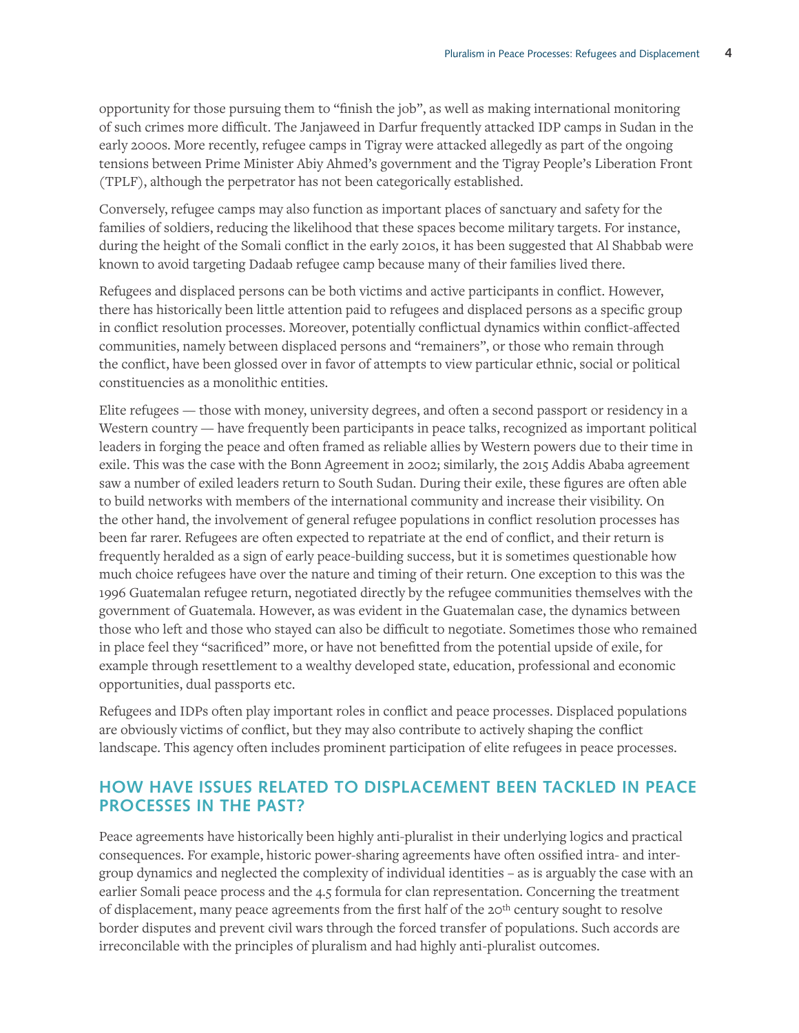opportunity for those pursuing them to "finish the job", as well as making international monitoring of such crimes more difficult. The Janjaweed in Darfur frequently attacked IDP camps in Sudan in the early 2000s. More recently, refugee camps in Tigray were attacked allegedly as part of the ongoing tensions between Prime Minister Abiy Ahmed's government and the Tigray People's Liberation Front (TPLF), although the perpetrator has not been categorically established.

Conversely, refugee camps may also function as important places of sanctuary and safety for the families of soldiers, reducing the likelihood that these spaces become military targets. For instance, during the height of the Somali conflict in the early 2010s, it has been suggested that Al Shabbab were known to avoid targeting Dadaab refugee camp because many of their families lived there.

Refugees and displaced persons can be both victims and active participants in conflict. However, there has historically been little attention paid to refugees and displaced persons as a specific group in conflict resolution processes. Moreover, potentially conflictual dynamics within conflict-affected communities, namely between displaced persons and "remainers", or those who remain through the conflict, have been glossed over in favor of attempts to view particular ethnic, social or political constituencies as a monolithic entities.

Elite refugees — those with money, university degrees, and often a second passport or residency in a Western country — have frequently been participants in peace talks, recognized as important political leaders in forging the peace and often framed as reliable allies by Western powers due to their time in exile. This was the case with the Bonn Agreement in 2002; similarly, the 2015 Addis Ababa agreement saw a number of exiled leaders return to South Sudan. During their exile, these figures are often able to build networks with members of the international community and increase their visibility. On the other hand, the involvement of general refugee populations in conflict resolution processes has been far rarer. Refugees are often expected to repatriate at the end of conflict, and their return is frequently heralded as a sign of early peace-building success, but it is sometimes questionable how much choice refugees have over the nature and timing of their return. One exception to this was the 1996 Guatemalan refugee return, negotiated directly by the refugee communities themselves with the government of Guatemala. However, as was evident in the Guatemalan case, the dynamics between those who left and those who stayed can also be difficult to negotiate. Sometimes those who remained in place feel they "sacrificed" more, or have not benefitted from the potential upside of exile, for example through resettlement to a wealthy developed state, education, professional and economic opportunities, dual passports etc.

Refugees and IDPs often play important roles in conflict and peace processes. Displaced populations are obviously victims of conflict, but they may also contribute to actively shaping the conflict landscape. This agency often includes prominent participation of elite refugees in peace processes.

## HOW HAVE ISSUES RELATED TO DISPLACEMENT BEEN TACKLED IN PEACE PROCESSES IN THE PAST?

Peace agreements have historically been highly anti-pluralist in their underlying logics and practical consequences. For example, historic power-sharing agreements have often ossified intra- and inter-group dynamics and neglected the complexity of individual identities – as is arguably the case with an earlier Somali peace process and the 4.5 formula for clan representation. Concerning the treatment of displacement, many peace agreements from the first half of the 20th century sought to resolve border disputes and prevent civil wars through the forced transfer of populations. Such accords are irreconcilable with the principles of pluralism and had highly anti-pluralist outcomes.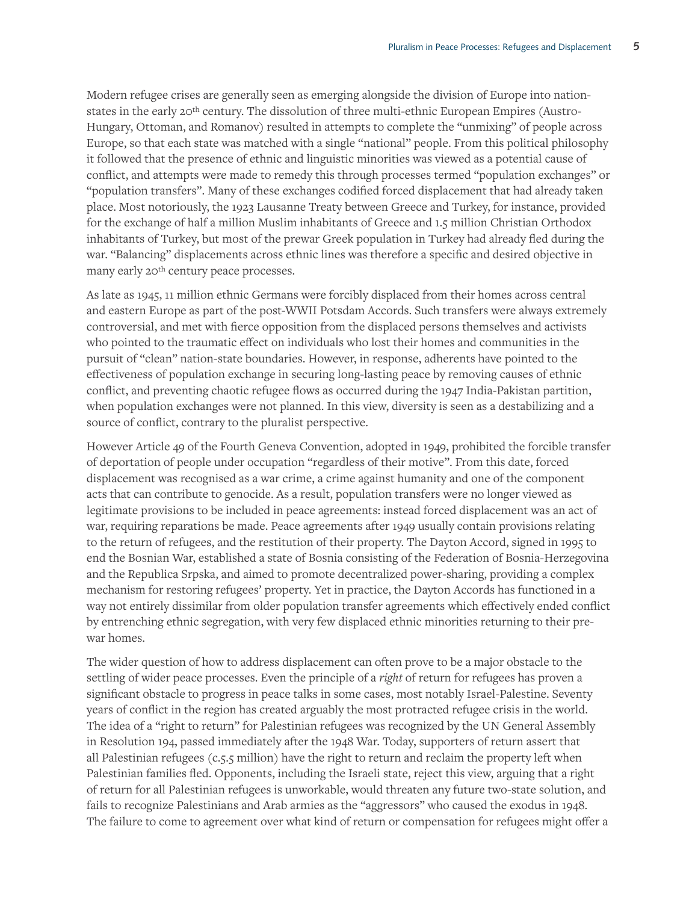Modern refugee crises are generally seen as emerging alongside the division of Europe into nation-states in the early 20th century. The dissolution of three multi-ethnic European Empires (Austro-Hungary, Ottoman, and Romanov) resulted in attempts to complete the "unmixing" of people across Europe, so that each state was matched with a single "national" people. From this political philosophy it followed that the presence of ethnic and linguistic minorities was viewed as a potential cause of conflict, and attempts were made to remedy this through processes termed "population exchanges" or "population transfers". Many of these exchanges codified forced displacement that had already taken place. Most notoriously, the 1923 Lausanne Treaty between Greece and Turkey, for instance, provided for the exchange of half a million Muslim inhabitants of Greece and 1.5 million Christian Orthodox inhabitants of Turkey, but most of the prewar Greek population in Turkey had already fled during the war. "Balancing" displacements across ethnic lines was therefore a specific and desired objective in many early 20th century peace processes.

As late as 1945, 11 million ethnic Germans were forcibly displaced from their homes across central and eastern Europe as part of the post-WWII Potsdam Accords. Such transfers were always extremely controversial, and met with fierce opposition from the displaced persons themselves and activists who pointed to the traumatic effect on individuals who lost their homes and communities in the pursuit of "clean" nation-state boundaries. However, in response, adherents have pointed to the effectiveness of population exchange in securing long-lasting peace by removing causes of ethnic conflict, and preventing chaotic refugee flows as occurred during the 1947 India-Pakistan partition, when population exchanges were not planned. In this view, diversity is seen as a destabilizing and a source of conflict, contrary to the pluralist perspective.

However Article 49 of the Fourth Geneva Convention, adopted in 1949, prohibited the forcible transfer of deportation of people under occupation "regardless of their motive". From this date, forced displacement was recognised as a war crime, a crime against humanity and one of the component acts that can contribute to genocide. As a result, population transfers were no longer viewed as legitimate provisions to be included in peace agreements: instead forced displacement was an act of war, requiring reparations be made. Peace agreements after 1949 usually contain provisions relating to the return of refugees, and the restitution of their property. The Dayton Accord, signed in 1995 to end the Bosnian War, established a state of Bosnia consisting of the Federation of Bosnia-Herzegovina and the Republica Srpska, and aimed to promote decentralized power-sharing, providing a complex mechanism for restoring refugees' property. Yet in practice, the Dayton Accords has functioned in a way not entirely dissimilar from older population transfer agreements which effectively ended conflict by entrenching ethnic segregation, with very few displaced ethnic minorities returning to their pre-war homes.

The wider question of how to address displacement can often prove to be a major obstacle to the settling of wider peace processes. Even the principle of a *right* of return for refugees has proven a significant obstacle to progress in peace talks in some cases, most notably Israel-Palestine. Seventy years of conflict in the region has created arguably the most protracted refugee crisis in the world. The idea of a "right to return" for Palestinian refugees was recognized by the UN General Assembly in Resolution 194, passed immediately after the 1948 War. Today, supporters of return assert that all Palestinian refugees (c.5.5 million) have the right to return and reclaim the property left when Palestinian families fled. Opponents, including the Israeli state, reject this view, arguing that a right of return for all Palestinian refugees is unworkable, would threaten any future two-state solution, and fails to recognize Palestinians and Arab armies as the "aggressors" who caused the exodus in 1948. The failure to come to agreement over what kind of return or compensation for refugees might offer a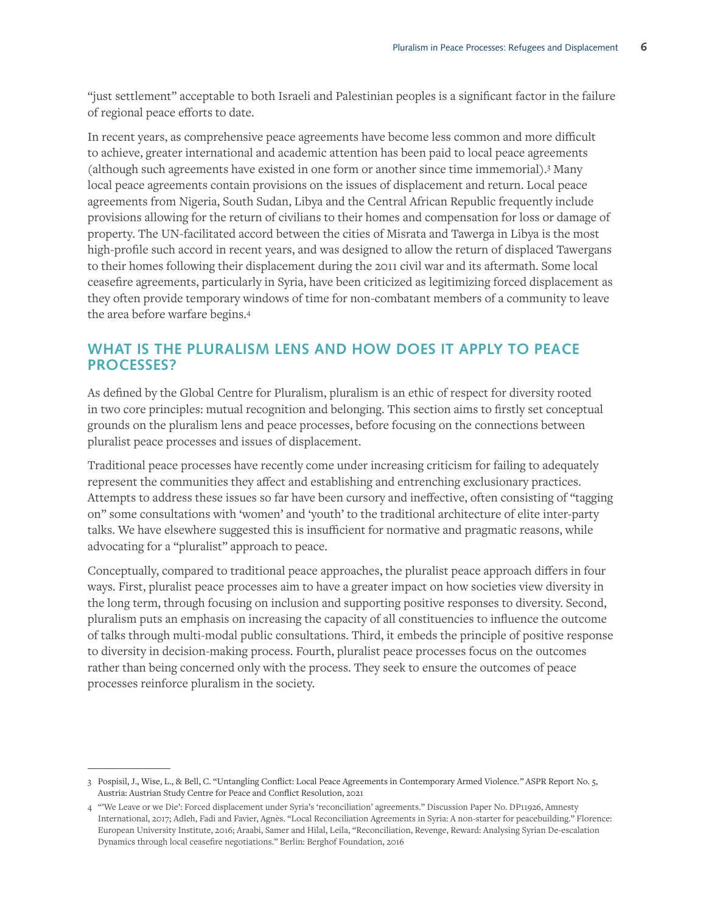"just settlement" acceptable to both Israeli and Palestinian peoples is a significant factor in the failure of regional peace efforts to date.

In recent years, as comprehensive peace agreements have become less common and more difficult to achieve, greater international and academic attention has been paid to local peace agreements (although such agreements have existed in one form or another since time immemorial).[3] Many local peace agreements contain provisions on the issues of displacement and return. Local peace agreements from Nigeria, South Sudan, Libya and the Central African Republic frequently include provisions allowing for the return of civilians to their homes and compensation for loss or damage of property. The UN-facilitated accord between the cities of Misrata and Tawerga in Libya is the most high-profile such accord in recent years, and was designed to allow the return of displaced Tawergans to their homes following their displacement during the 2011 civil war and its aftermath. Some local ceasefire agreements, particularly in Syria, have been criticized as legitimizing forced displacement as they often provide temporary windows of time for non-combatant members of a community to leave the area before warfare begins.[4]

## WHAT IS THE PLURALISM LENS AND HOW DOES IT APPLY TO PEACE PROCESSES?

As defined by the Global Centre for Pluralism, pluralism is an ethic of respect for diversity rooted in two core principles: mutual recognition and belonging. This section aims to firstly set conceptual grounds on the pluralism lens and peace processes, before focusing on the connections between pluralist peace processes and issues of displacement.

Traditional peace processes have recently come under increasing criticism for failing to adequately represent the communities they affect and establishing and entrenching exclusionary practices. Attempts to address these issues so far have been cursory and ineffective, often consisting of "tagging on" some consultations with 'women' and 'youth' to the traditional architecture of elite inter-party talks. We have elsewhere suggested this is insufficient for normative and pragmatic reasons, while advocating for a "pluralist" approach to peace.

Conceptually, compared to traditional peace approaches, the pluralist peace approach differs in four ways. First, pluralist peace processes aim to have a greater impact on how societies view diversity in the long term, through focusing on inclusion and supporting positive responses to diversity. Second, pluralism puts an emphasis on increasing the capacity of all constituencies to influence the outcome of talks through multi-modal public consultations. Third, it embeds the principle of positive response to diversity in decision-making process. Fourth, pluralist peace processes focus on the outcomes rather than being concerned only with the process. They seek to ensure the outcomes of peace processes reinforce pluralism in the society.

---

3 Pospisil, J., Wise, L., & Bell, C. "Untangling Conflict: Local Peace Agreements in Contemporary Armed Violence." ASPR Report No. 5, Austria: Austrian Study Centre for Peace and Conflict Resolution, 2021

4 "'We Leave or we Die': Forced displacement under Syria's 'reconciliation' agreements." Discussion Paper No. DP11926, Amnesty International, 2017; Adleh, Fadi and Favier, Agnès. "Local Reconciliation Agreements in Syria: A non-starter for peacebuilding." Florence: European University Institute, 2016; Araabi, Samer and Hilal, Leila, "Reconciliation, Revenge, Reward: Analysing Syrian De-escalation Dynamics through local ceasefire negotiations." Berlin: Berghof Foundation, 2016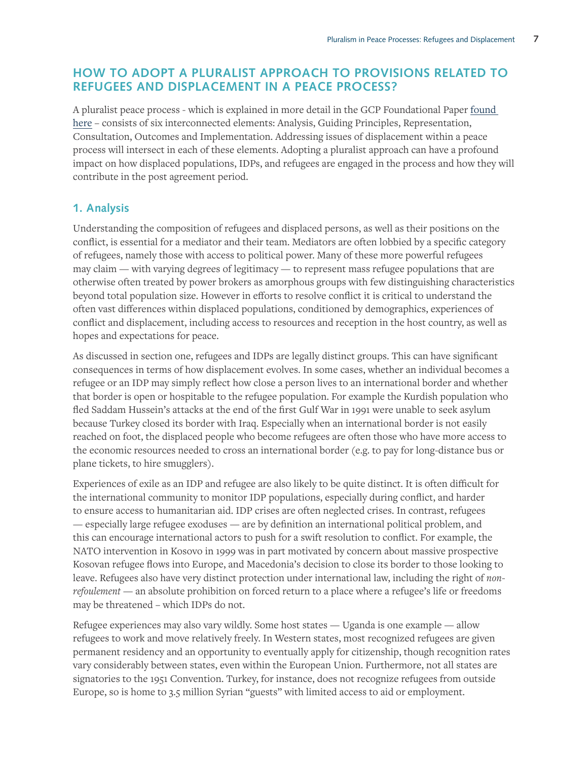## HOW TO ADOPT A PLURALIST APPROACH TO PROVISIONS RELATED TO REFUGEES AND DISPLACEMENT IN A PEACE PROCESS?

A pluralist peace process - which is explained in more detail in the GCP Foundational Paper [found here](#) – consists of six interconnected elements: Analysis, Guiding Principles, Representation, Consultation, Outcomes and Implementation. Addressing issues of displacement within a peace process will intersect in each of these elements. Adopting a pluralist approach can have a profound impact on how displaced populations, IDPs, and refugees are engaged in the process and how they will contribute in the post agreement period.

### 1. Analysis

Understanding the composition of refugees and displaced persons, as well as their positions on the conflict, is essential for a mediator and their team. Mediators are often lobbied by a specific category of refugees, namely those with access to political power. Many of these more powerful refugees may claim — with varying degrees of legitimacy — to represent mass refugee populations that are otherwise often treated by power brokers as amorphous groups with few distinguishing characteristics beyond total population size. However in efforts to resolve conflict it is critical to understand the often vast differences within displaced populations, conditioned by demographics, experiences of conflict and displacement, including access to resources and reception in the host country, as well as hopes and expectations for peace.

As discussed in section one, refugees and IDPs are legally distinct groups. This can have significant consequences in terms of how displacement evolves. In some cases, whether an individual becomes a refugee or an IDP may simply reflect how close a person lives to an international border and whether that border is open or hospitable to the refugee population. For example the Kurdish population who fled Saddam Hussein's attacks at the end of the first Gulf War in 1991 were unable to seek asylum because Turkey closed its border with Iraq. Especially when an international border is not easily reached on foot, the displaced people who become refugees are often those who have more access to the economic resources needed to cross an international border (e.g. to pay for long-distance bus or plane tickets, to hire smugglers).

Experiences of exile as an IDP and refugee are also likely to be quite distinct. It is often difficult for the international community to monitor IDP populations, especially during conflict, and harder to ensure access to humanitarian aid. IDP crises are often neglected crises. In contrast, refugees — especially large refugee exoduses — are by definition an international political problem, and this can encourage international actors to push for a swift resolution to conflict. For example, the NATO intervention in Kosovo in 1999 was in part motivated by concern about massive prospective Kosovan refugee flows into Europe, and Macedonia's decision to close its border to those looking to leave. Refugees also have very distinct protection under international law, including the right of *non-refoulement* — an absolute prohibition on forced return to a place where a refugee's life or freedoms may be threatened – which IDPs do not.

Refugee experiences may also vary wildly. Some host states — Uganda is one example — allow refugees to work and move relatively freely. In Western states, most recognized refugees are given permanent residency and an opportunity to eventually apply for citizenship, though recognition rates vary considerably between states, even within the European Union. Furthermore, not all states are signatories to the 1951 Convention. Turkey, for instance, does not recognize refugees from outside Europe, so is home to 3.5 million Syrian "guests" with limited access to aid or employment.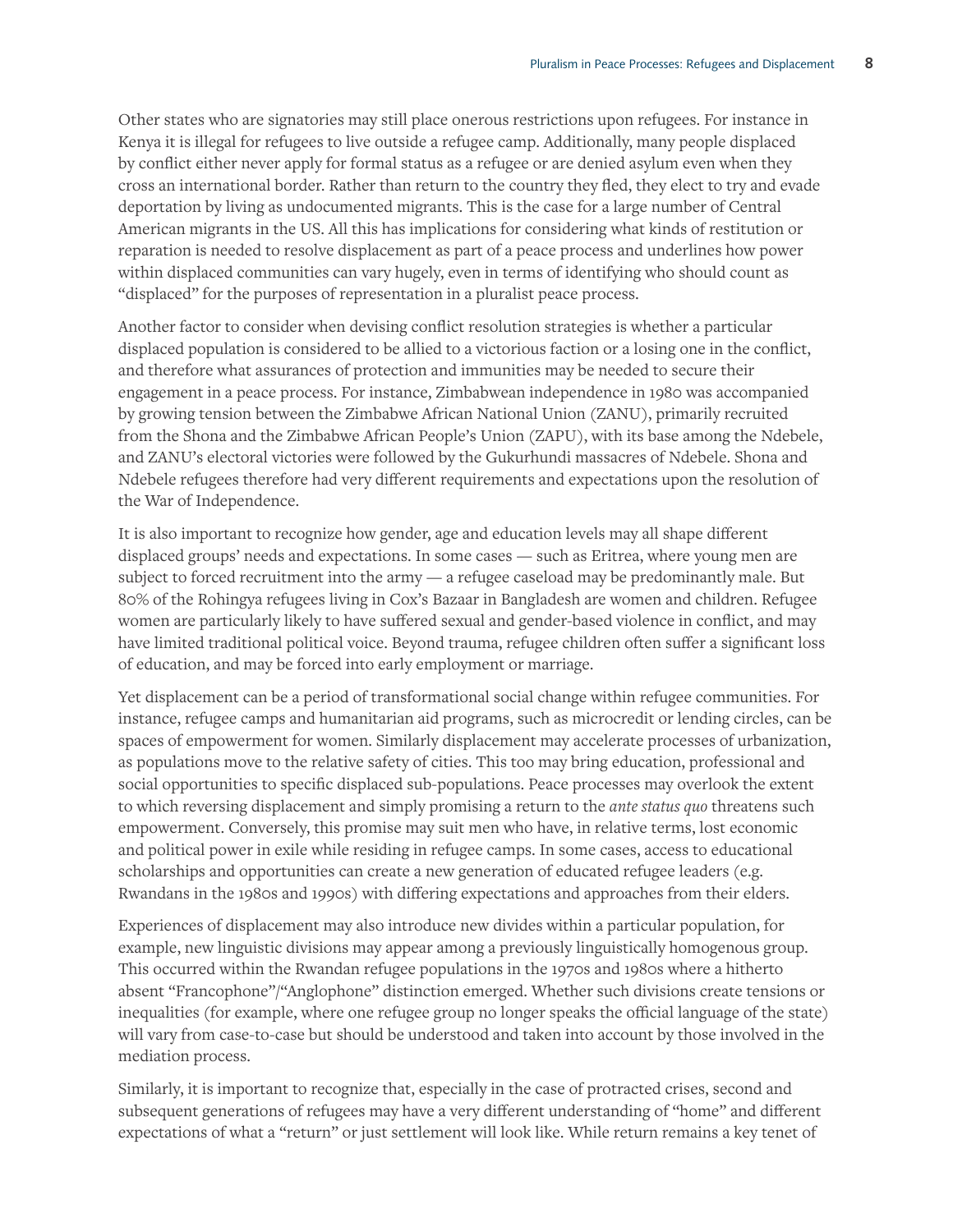Other states who are signatories may still place onerous restrictions upon refugees. For instance in Kenya it is illegal for refugees to live outside a refugee camp. Additionally, many people displaced by conflict either never apply for formal status as a refugee or are denied asylum even when they cross an international border. Rather than return to the country they fled, they elect to try and evade deportation by living as undocumented migrants. This is the case for a large number of Central American migrants in the US. All this has implications for considering what kinds of restitution or reparation is needed to resolve displacement as part of a peace process and underlines how power within displaced communities can vary hugely, even in terms of identifying who should count as "displaced" for the purposes of representation in a pluralist peace process.

Another factor to consider when devising conflict resolution strategies is whether a particular displaced population is considered to be allied to a victorious faction or a losing one in the conflict, and therefore what assurances of protection and immunities may be needed to secure their engagement in a peace process. For instance, Zimbabwean independence in 1980 was accompanied by growing tension between the Zimbabwe African National Union (ZANU), primarily recruited from the Shona and the Zimbabwe African People's Union (ZAPU), with its base among the Ndebele, and ZANU's electoral victories were followed by the Gukurhundi massacres of Ndebele. Shona and Ndebele refugees therefore had very different requirements and expectations upon the resolution of the War of Independence.

It is also important to recognize how gender, age and education levels may all shape different displaced groups' needs and expectations. In some cases — such as Eritrea, where young men are subject to forced recruitment into the army — a refugee caseload may be predominantly male. But 80% of the Rohingya refugees living in Cox's Bazaar in Bangladesh are women and children. Refugee women are particularly likely to have suffered sexual and gender-based violence in conflict, and may have limited traditional political voice. Beyond trauma, refugee children often suffer a significant loss of education, and may be forced into early employment or marriage.

Yet displacement can be a period of transformational social change within refugee communities. For instance, refugee camps and humanitarian aid programs, such as microcredit or lending circles, can be spaces of empowerment for women. Similarly displacement may accelerate processes of urbanization, as populations move to the relative safety of cities. This too may bring education, professional and social opportunities to specific displaced sub-populations. Peace processes may overlook the extent to which reversing displacement and simply promising a return to the *ante status quo* threatens such empowerment. Conversely, this promise may suit men who have, in relative terms, lost economic and political power in exile while residing in refugee camps. In some cases, access to educational scholarships and opportunities can create a new generation of educated refugee leaders (e.g. Rwandans in the 1980s and 1990s) with differing expectations and approaches from their elders.

Experiences of displacement may also introduce new divides within a particular population, for example, new linguistic divisions may appear among a previously linguistically homogenous group. This occurred within the Rwandan refugee populations in the 1970s and 1980s where a hitherto absent "Francophone"/"Anglophone" distinction emerged. Whether such divisions create tensions or inequalities (for example, where one refugee group no longer speaks the official language of the state) will vary from case-to-case but should be understood and taken into account by those involved in the mediation process.

Similarly, it is important to recognize that, especially in the case of protracted crises, second and subsequent generations of refugees may have a very different understanding of "home" and different expectations of what a "return" or just settlement will look like. While return remains a key tenet of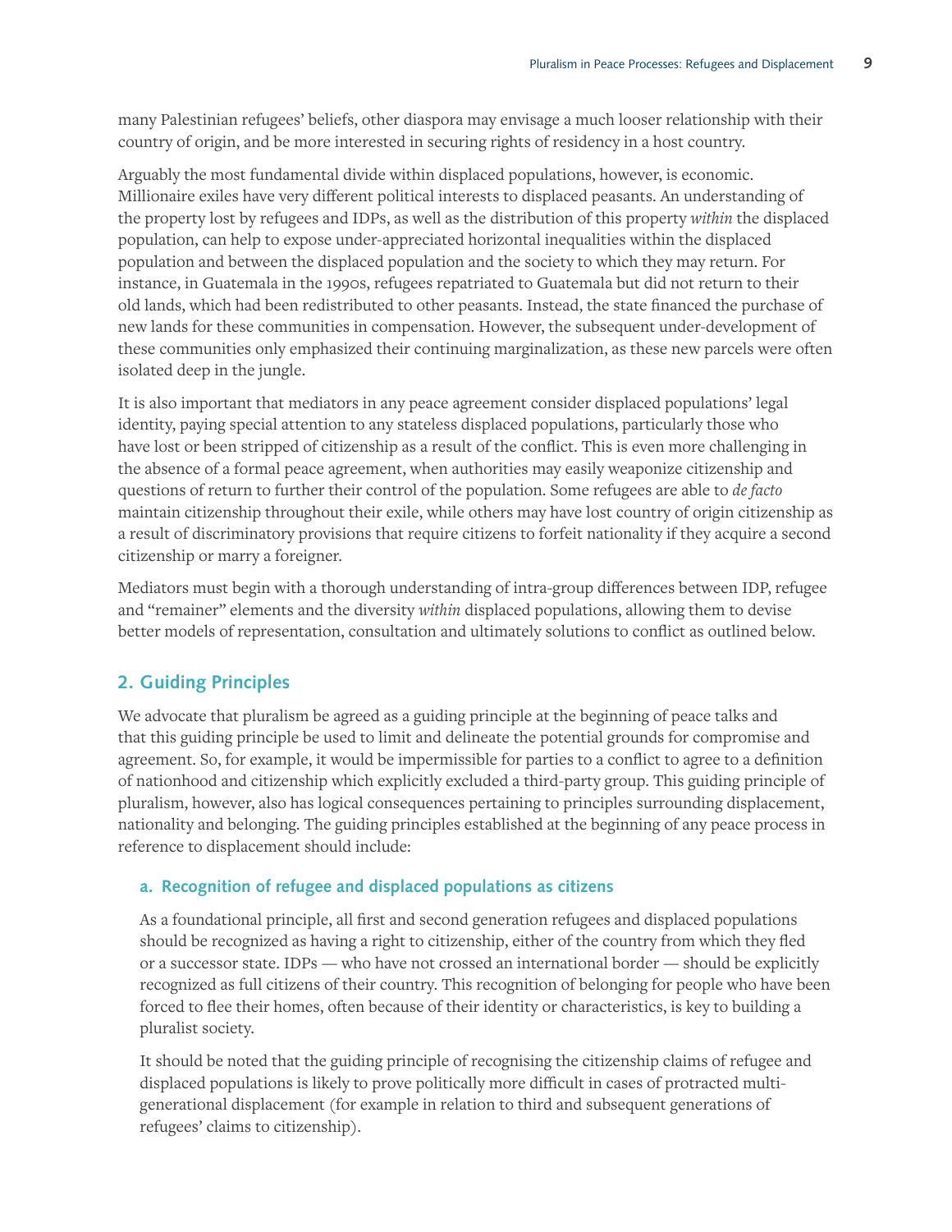many Palestinian refugees' beliefs, other diaspora may envisage a much looser relationship with their country of origin, and be more interested in securing rights of residency in a host country.

Arguably the most fundamental divide within displaced populations, however, is economic. Millionaire exiles have very different political interests to displaced peasants. An understanding of the property lost by refugees and IDPs, as well as the distribution of this property *within* the displaced population, can help to expose under-appreciated horizontal inequalities within the displaced population and between the displaced population and the society to which they may return. For instance, in Guatemala in the 1990s, refugees repatriated to Guatemala but did not return to their old lands, which had been redistributed to other peasants. Instead, the state financed the purchase of new lands for these communities in compensation. However, the subsequent under-development of these communities only emphasized their continuing marginalization, as these new parcels were often isolated deep in the jungle.

It is also important that mediators in any peace agreement consider displaced populations' legal identity, paying special attention to any stateless displaced populations, particularly those who have lost or been stripped of citizenship as a result of the conflict. This is even more challenging in the absence of a formal peace agreement, when authorities may easily weaponize citizenship and questions of return to further their control of the population. Some refugees are able to *de facto* maintain citizenship throughout their exile, while others may have lost country of origin citizenship as a result of discriminatory provisions that require citizens to forfeit nationality if they acquire a second citizenship or marry a foreigner.

Mediators must begin with a thorough understanding of intra-group differences between IDP, refugee and "remainer" elements and the diversity *within* displaced populations, allowing them to devise better models of representation, consultation and ultimately solutions to conflict as outlined below.

## 2. Guiding Principles

We advocate that pluralism be agreed as a guiding principle at the beginning of peace talks and that this guiding principle be used to limit and delineate the potential grounds for compromise and agreement. So, for example, it would be impermissible for parties to a conflict to agree to a definition of nationhood and citizenship which explicitly excluded a third-party group. This guiding principle of pluralism, however, also has logical consequences pertaining to principles surrounding displacement, nationality and belonging. The guiding principles established at the beginning of any peace process in reference to displacement should include:

### a. Recognition of refugee and displaced populations as citizens

As a foundational principle, all first and second generation refugees and displaced populations should be recognized as having a right to citizenship, either of the country from which they fled or a successor state. IDPs — who have not crossed an international border — should be explicitly recognized as full citizens of their country. This recognition of belonging for people who have been forced to flee their homes, often because of their identity or characteristics, is key to building a pluralist society.

It should be noted that the guiding principle of recognising the citizenship claims of refugee and displaced populations is likely to prove politically more difficult in cases of protracted multi-generational displacement (for example in relation to third and subsequent generations of refugees' claims to citizenship).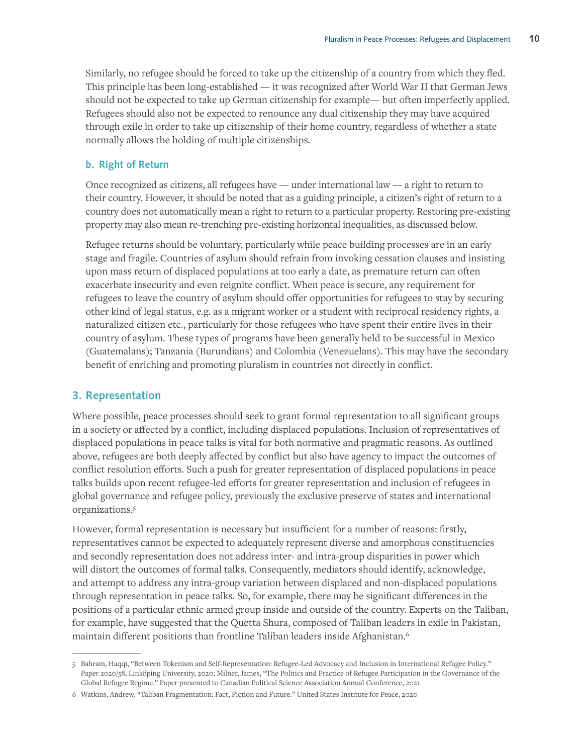Similarly, no refugee should be forced to take up the citizenship of a country from which they fled. This principle has been long-established — it was recognized after World War II that German Jews should not be expected to take up German citizenship for example— but often imperfectly applied. Refugees should also not be expected to renounce any dual citizenship they may have acquired through exile in order to take up citizenship of their home country, regardless of whether a state normally allows the holding of multiple citizenships.

### b. Right of Return

Once recognized as citizens, all refugees have — under international law — a right to return to their country. However, it should be noted that as a guiding principle, a citizen's right of return to a country does not automatically mean a right to return to a particular property. Restoring pre-existing property may also mean re-trenching pre-existing horizontal inequalities, as discussed below.

Refugee returns should be voluntary, particularly while peace building processes are in an early stage and fragile. Countries of asylum should refrain from invoking cessation clauses and insisting upon mass return of displaced populations at too early a date, as premature return can often exacerbate insecurity and even reignite conflict. When peace is secure, any requirement for refugees to leave the country of asylum should offer opportunities for refugees to stay by securing other kind of legal status, e.g. as a migrant worker or a student with reciprocal residency rights, a naturalized citizen etc., particularly for those refugees who have spent their entire lives in their country of asylum. These types of programs have been generally held to be successful in Mexico (Guatemalans); Tanzania (Burundians) and Colombia (Venezuelans). This may have the secondary benefit of enriching and promoting pluralism in countries not directly in conflict.

## 3. Representation

Where possible, peace processes should seek to grant formal representation to all significant groups in a society or affected by a conflict, including displaced populations. Inclusion of representatives of displaced populations in peace talks is vital for both normative and pragmatic reasons. As outlined above, refugees are both deeply affected by conflict but also have agency to impact the outcomes of conflict resolution efforts. Such a push for greater representation of displaced populations in peace talks builds upon recent refugee-led efforts for greater representation and inclusion of refugees in global governance and refugee policy, previously the exclusive preserve of states and international organizations.[5]

However, formal representation is necessary but insufficient for a number of reasons: firstly, representatives cannot be expected to adequately represent diverse and amorphous constituencies and secondly representation does not address inter- and intra-group disparities in power which will distort the outcomes of formal talks. Consequently, mediators should identify, acknowledge, and attempt to address any intra-group variation between displaced and non-displaced populations through representation in peace talks. So, for example, there may be significant differences in the positions of a particular ethnic armed group inside and outside of the country. Experts on the Taliban, for example, have suggested that the Quetta Shura, composed of Taliban leaders in exile in Pakistan, maintain different positions than frontline Taliban leaders inside Afghanistan.[6]

---

5 Bahram, Haqqi, "Between Tokenism and Self-Representation: Refugee-Led Advocacy and Inclusion in International Refugee Policy." Paper 2020/58, Linköping University, 2020; Milner, James, "The Politics and Practice of Refugee Participation in the Governance of the Global Refugee Regime." Paper presented to Canadian Political Science Association Annual Conference, 2021

6 Watkins, Andrew, "Taliban Fragmentation: Fact, Fiction and Future." United States Institute for Peace, 2020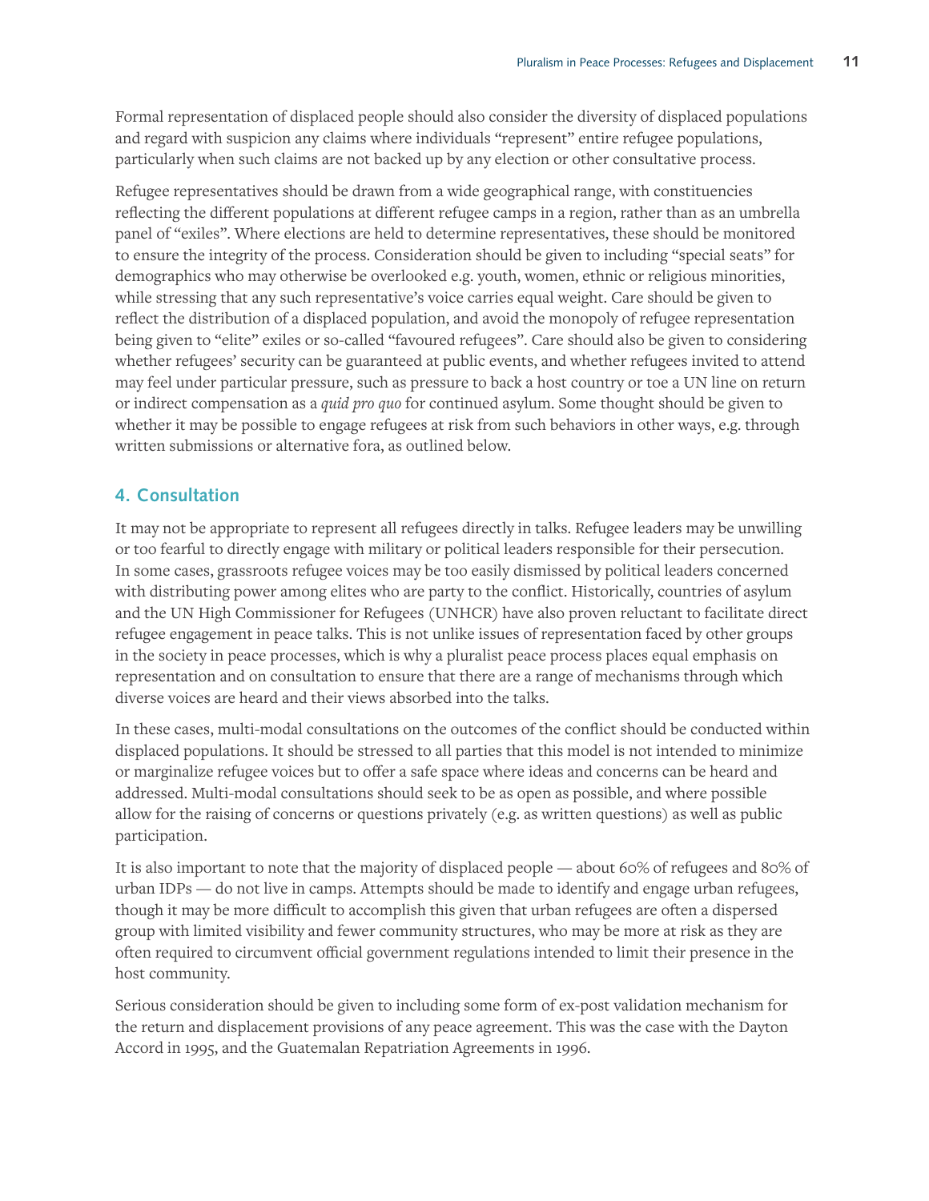Formal representation of displaced people should also consider the diversity of displaced populations and regard with suspicion any claims where individuals "represent" entire refugee populations, particularly when such claims are not backed up by any election or other consultative process.

Refugee representatives should be drawn from a wide geographical range, with constituencies reflecting the different populations at different refugee camps in a region, rather than as an umbrella panel of "exiles". Where elections are held to determine representatives, these should be monitored to ensure the integrity of the process. Consideration should be given to including "special seats" for demographics who may otherwise be overlooked e.g. youth, women, ethnic or religious minorities, while stressing that any such representative's voice carries equal weight. Care should be given to reflect the distribution of a displaced population, and avoid the monopoly of refugee representation being given to "elite" exiles or so-called "favoured refugees". Care should also be given to considering whether refugees' security can be guaranteed at public events, and whether refugees invited to attend may feel under particular pressure, such as pressure to back a host country or toe a UN line on return or indirect compensation as a *quid pro quo* for continued asylum. Some thought should be given to whether it may be possible to engage refugees at risk from such behaviors in other ways, e.g. through written submissions or alternative fora, as outlined below.

## 4. Consultation

It may not be appropriate to represent all refugees directly in talks. Refugee leaders may be unwilling or too fearful to directly engage with military or political leaders responsible for their persecution. In some cases, grassroots refugee voices may be too easily dismissed by political leaders concerned with distributing power among elites who are party to the conflict. Historically, countries of asylum and the UN High Commissioner for Refugees (UNHCR) have also proven reluctant to facilitate direct refugee engagement in peace talks. This is not unlike issues of representation faced by other groups in the society in peace processes, which is why a pluralist peace process places equal emphasis on representation and on consultation to ensure that there are a range of mechanisms through which diverse voices are heard and their views absorbed into the talks.

In these cases, multi-modal consultations on the outcomes of the conflict should be conducted within displaced populations. It should be stressed to all parties that this model is not intended to minimize or marginalize refugee voices but to offer a safe space where ideas and concerns can be heard and addressed. Multi-modal consultations should seek to be as open as possible, and where possible allow for the raising of concerns or questions privately (e.g. as written questions) as well as public participation.

It is also important to note that the majority of displaced people — about 60% of refugees and 80% of urban IDPs — do not live in camps. Attempts should be made to identify and engage urban refugees, though it may be more difficult to accomplish this given that urban refugees are often a dispersed group with limited visibility and fewer community structures, who may be more at risk as they are often required to circumvent official government regulations intended to limit their presence in the host community.

Serious consideration should be given to including some form of ex-post validation mechanism for the return and displacement provisions of any peace agreement. This was the case with the Dayton Accord in 1995, and the Guatemalan Repatriation Agreements in 1996.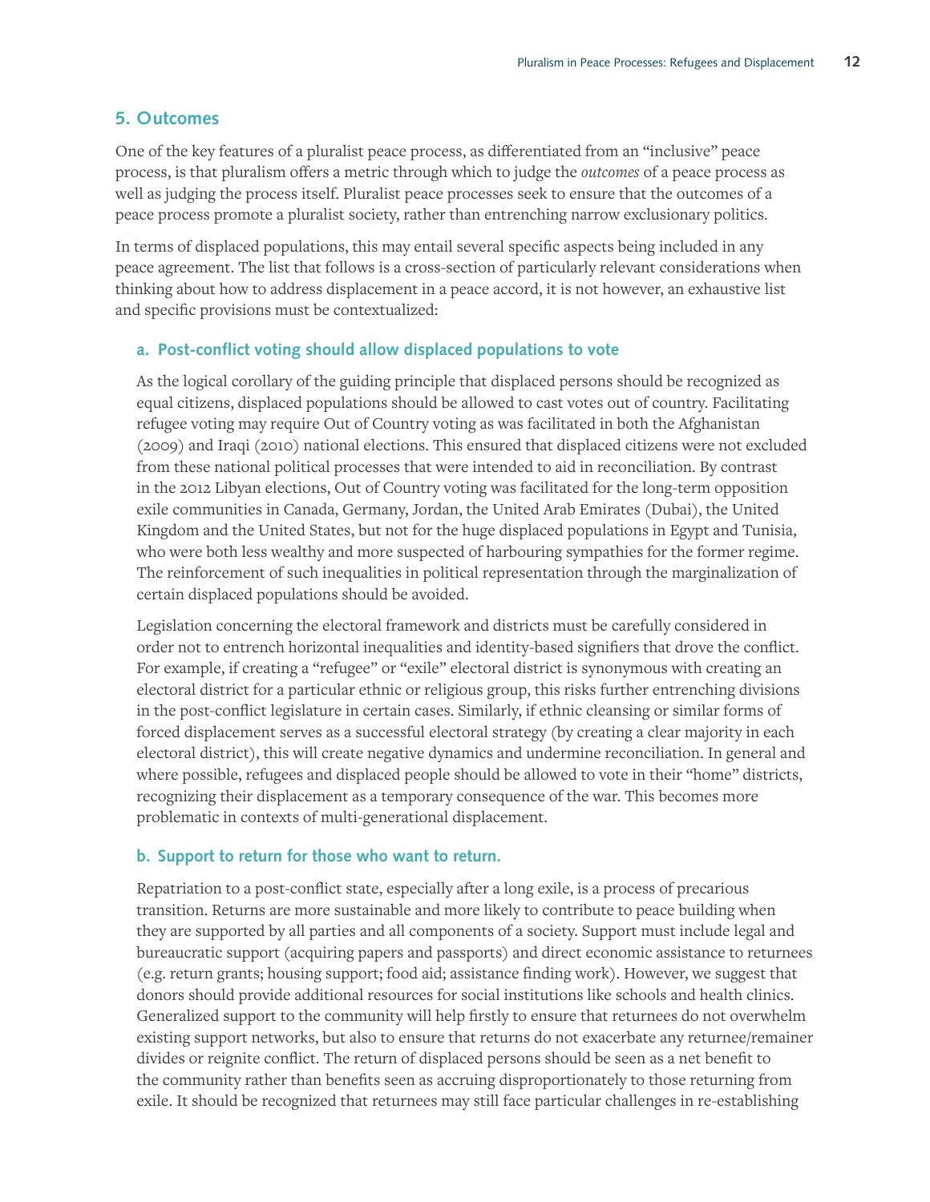## 5. Outcomes

One of the key features of a pluralist peace process, as differentiated from an "inclusive" peace process, is that pluralism offers a metric through which to judge the *outcomes* of a peace process as well as judging the process itself. Pluralist peace processes seek to ensure that the outcomes of a peace process promote a pluralist society, rather than entrenching narrow exclusionary politics.

In terms of displaced populations, this may entail several specific aspects being included in any peace agreement. The list that follows is a cross-section of particularly relevant considerations when thinking about how to address displacement in a peace accord, it is not however, an exhaustive list and specific provisions must be contextualized:

### a. Post-conflict voting should allow displaced populations to vote

As the logical corollary of the guiding principle that displaced persons should be recognized as equal citizens, displaced populations should be allowed to cast votes out of country. Facilitating refugee voting may require Out of Country voting as was facilitated in both the Afghanistan (2009) and Iraqi (2010) national elections. This ensured that displaced citizens were not excluded from these national political processes that were intended to aid in reconciliation. By contrast in the 2012 Libyan elections, Out of Country voting was facilitated for the long-term opposition exile communities in Canada, Germany, Jordan, the United Arab Emirates (Dubai), the United Kingdom and the United States, but not for the huge displaced populations in Egypt and Tunisia, who were both less wealthy and more suspected of harbouring sympathies for the former regime. The reinforcement of such inequalities in political representation through the marginalization of certain displaced populations should be avoided.

Legislation concerning the electoral framework and districts must be carefully considered in order not to entrench horizontal inequalities and identity-based signifiers that drove the conflict. For example, if creating a "refugee" or "exile" electoral district is synonymous with creating an electoral district for a particular ethnic or religious group, this risks further entrenching divisions in the post-conflict legislature in certain cases. Similarly, if ethnic cleansing or similar forms of forced displacement serves as a successful electoral strategy (by creating a clear majority in each electoral district), this will create negative dynamics and undermine reconciliation. In general and where possible, refugees and displaced people should be allowed to vote in their "home" districts, recognizing their displacement as a temporary consequence of the war. This becomes more problematic in contexts of multi-generational displacement.

### b. Support to return for those who want to return.

Repatriation to a post-conflict state, especially after a long exile, is a process of precarious transition. Returns are more sustainable and more likely to contribute to peace building when they are supported by all parties and all components of a society. Support must include legal and bureaucratic support (acquiring papers and passports) and direct economic assistance to returnees (e.g. return grants; housing support; food aid; assistance finding work). However, we suggest that donors should provide additional resources for social institutions like schools and health clinics. Generalized support to the community will help firstly to ensure that returnees do not overwhelm existing support networks, but also to ensure that returns do not exacerbate any returnee/remainer divides or reignite conflict. The return of displaced persons should be seen as a net benefit to the community rather than benefits seen as accruing disproportionately to those returning from exile. It should be recognized that returnees may still face particular challenges in re-establishing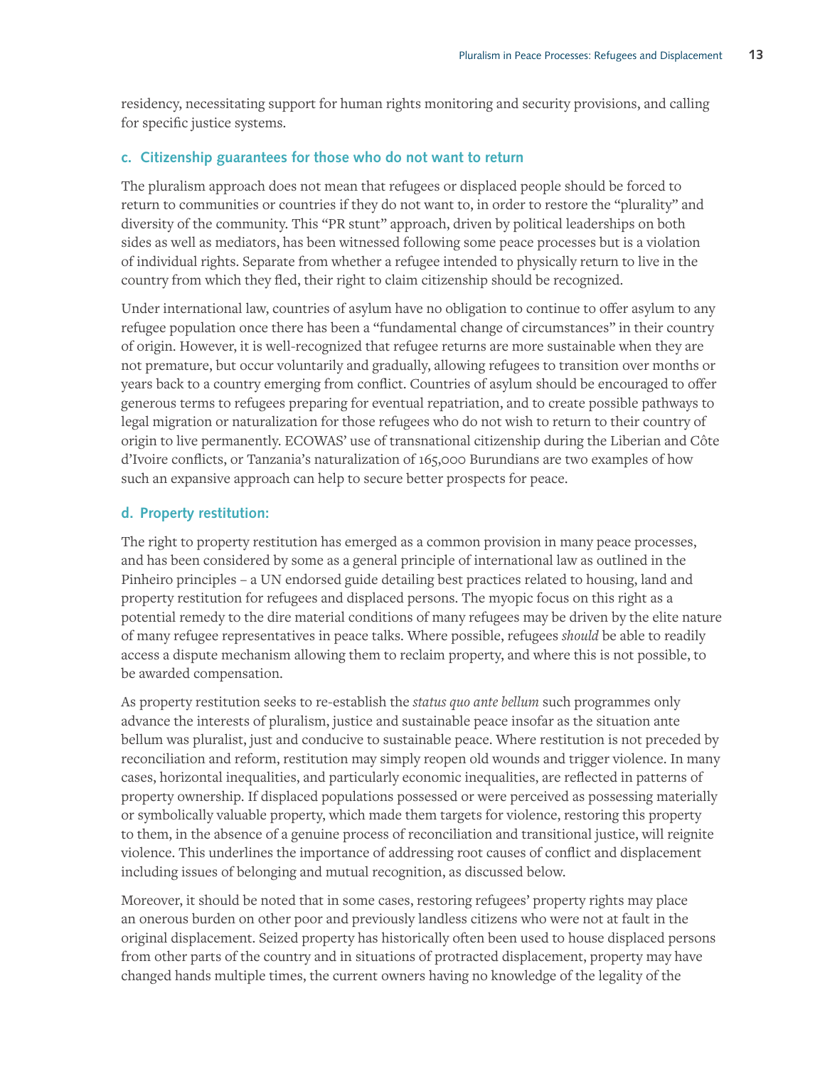residency, necessitating support for human rights monitoring and security provisions, and calling for specific justice systems.

### c. Citizenship guarantees for those who do not want to return

The pluralism approach does not mean that refugees or displaced people should be forced to return to communities or countries if they do not want to, in order to restore the "plurality" and diversity of the community. This "PR stunt" approach, driven by political leaderships on both sides as well as mediators, has been witnessed following some peace processes but is a violation of individual rights. Separate from whether a refugee intended to physically return to live in the country from which they fled, their right to claim citizenship should be recognized.

Under international law, countries of asylum have no obligation to continue to offer asylum to any refugee population once there has been a "fundamental change of circumstances" in their country of origin. However, it is well-recognized that refugee returns are more sustainable when they are not premature, but occur voluntarily and gradually, allowing refugees to transition over months or years back to a country emerging from conflict. Countries of asylum should be encouraged to offer generous terms to refugees preparing for eventual repatriation, and to create possible pathways to legal migration or naturalization for those refugees who do not wish to return to their country of origin to live permanently. ECOWAS' use of transnational citizenship during the Liberian and Côte d'Ivoire conflicts, or Tanzania's naturalization of 165,000 Burundians are two examples of how such an expansive approach can help to secure better prospects for peace.

### d. Property restitution:

The right to property restitution has emerged as a common provision in many peace processes, and has been considered by some as a general principle of international law as outlined in the Pinheiro principles – a UN endorsed guide detailing best practices related to housing, land and property restitution for refugees and displaced persons. The myopic focus on this right as a potential remedy to the dire material conditions of many refugees may be driven by the elite nature of many refugee representatives in peace talks. Where possible, refugees *should* be able to readily access a dispute mechanism allowing them to reclaim property, and where this is not possible, to be awarded compensation.

As property restitution seeks to re-establish the *status quo ante bellum* such programmes only advance the interests of pluralism, justice and sustainable peace insofar as the situation ante bellum was pluralist, just and conducive to sustainable peace. Where restitution is not preceded by reconciliation and reform, restitution may simply reopen old wounds and trigger violence. In many cases, horizontal inequalities, and particularly economic inequalities, are reflected in patterns of property ownership. If displaced populations possessed or were perceived as possessing materially or symbolically valuable property, which made them targets for violence, restoring this property to them, in the absence of a genuine process of reconciliation and transitional justice, will reignite violence. This underlines the importance of addressing root causes of conflict and displacement including issues of belonging and mutual recognition, as discussed below.

Moreover, it should be noted that in some cases, restoring refugees' property rights may place an onerous burden on other poor and previously landless citizens who were not at fault in the original displacement. Seized property has historically often been used to house displaced persons from other parts of the country and in situations of protracted displacement, property may have changed hands multiple times, the current owners having no knowledge of the legality of the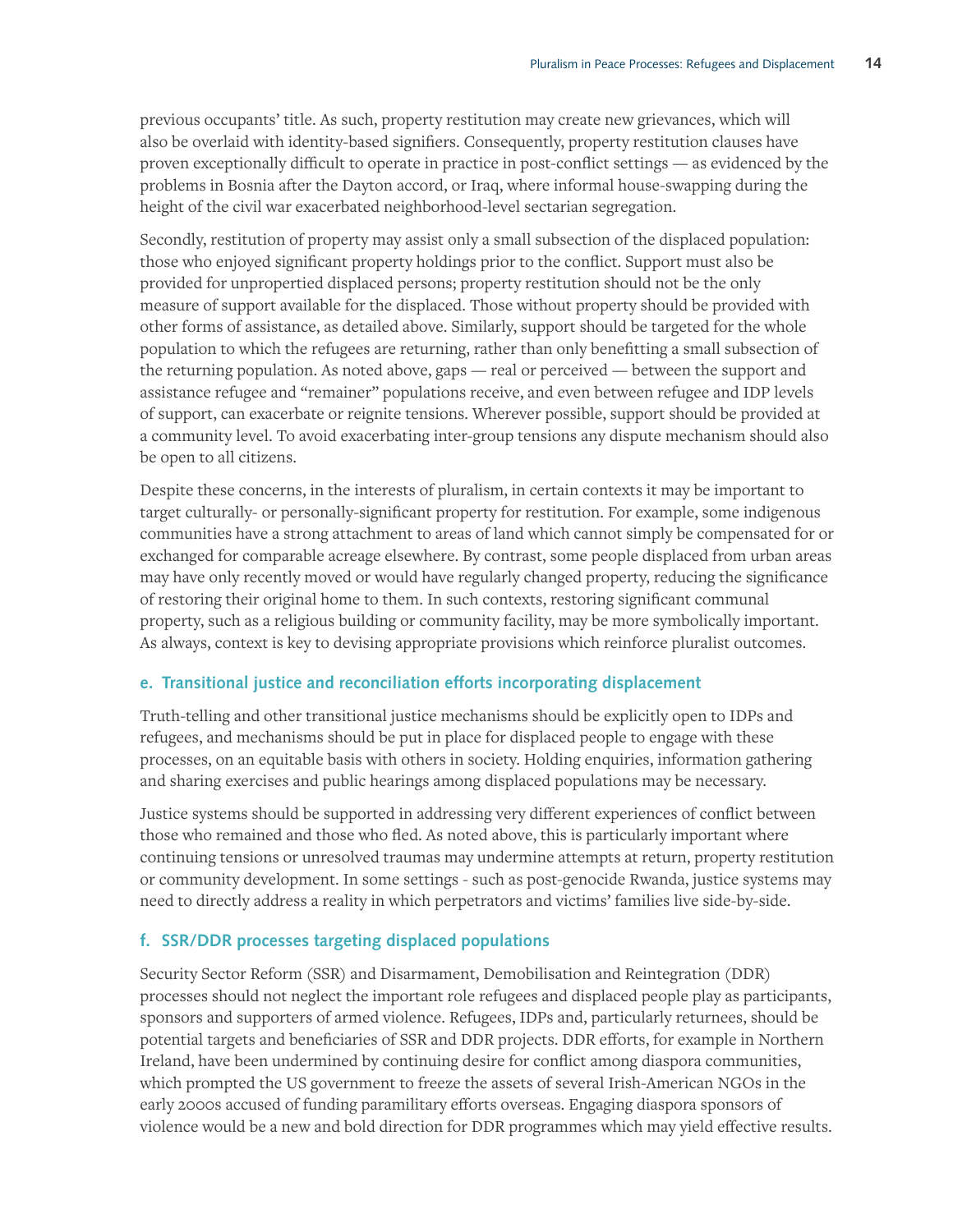previous occupants' title. As such, property restitution may create new grievances, which will also be overlaid with identity-based signifiers. Consequently, property restitution clauses have proven exceptionally difficult to operate in practice in post-conflict settings — as evidenced by the problems in Bosnia after the Dayton accord, or Iraq, where informal house-swapping during the height of the civil war exacerbated neighborhood-level sectarian segregation.

Secondly, restitution of property may assist only a small subsection of the displaced population: those who enjoyed significant property holdings prior to the conflict. Support must also be provided for unpropertied displaced persons; property restitution should not be the only measure of support available for the displaced. Those without property should be provided with other forms of assistance, as detailed above. Similarly, support should be targeted for the whole population to which the refugees are returning, rather than only benefitting a small subsection of the returning population. As noted above, gaps — real or perceived — between the support and assistance refugee and "remainer" populations receive, and even between refugee and IDP levels of support, can exacerbate or reignite tensions. Wherever possible, support should be provided at a community level. To avoid exacerbating inter-group tensions any dispute mechanism should also be open to all citizens.

Despite these concerns, in the interests of pluralism, in certain contexts it may be important to target culturally- or personally-significant property for restitution. For example, some indigenous communities have a strong attachment to areas of land which cannot simply be compensated for or exchanged for comparable acreage elsewhere. By contrast, some people displaced from urban areas may have only recently moved or would have regularly changed property, reducing the significance of restoring their original home to them. In such contexts, restoring significant communal property, such as a religious building or community facility, may be more symbolically important. As always, context is key to devising appropriate provisions which reinforce pluralist outcomes.

### e. Transitional justice and reconciliation efforts incorporating displacement

Truth-telling and other transitional justice mechanisms should be explicitly open to IDPs and refugees, and mechanisms should be put in place for displaced people to engage with these processes, on an equitable basis with others in society. Holding enquiries, information gathering and sharing exercises and public hearings among displaced populations may be necessary.

Justice systems should be supported in addressing very different experiences of conflict between those who remained and those who fled. As noted above, this is particularly important where continuing tensions or unresolved traumas may undermine attempts at return, property restitution or community development. In some settings - such as post-genocide Rwanda, justice systems may need to directly address a reality in which perpetrators and victims' families live side-by-side.

### f. SSR/DDR processes targeting displaced populations

Security Sector Reform (SSR) and Disarmament, Demobilisation and Reintegration (DDR) processes should not neglect the important role refugees and displaced people play as participants, sponsors and supporters of armed violence. Refugees, IDPs and, particularly returnees, should be potential targets and beneficiaries of SSR and DDR projects. DDR efforts, for example in Northern Ireland, have been undermined by continuing desire for conflict among diaspora communities, which prompted the US government to freeze the assets of several Irish-American NGOs in the early 2000s accused of funding paramilitary efforts overseas. Engaging diaspora sponsors of violence would be a new and bold direction for DDR programmes which may yield effective results.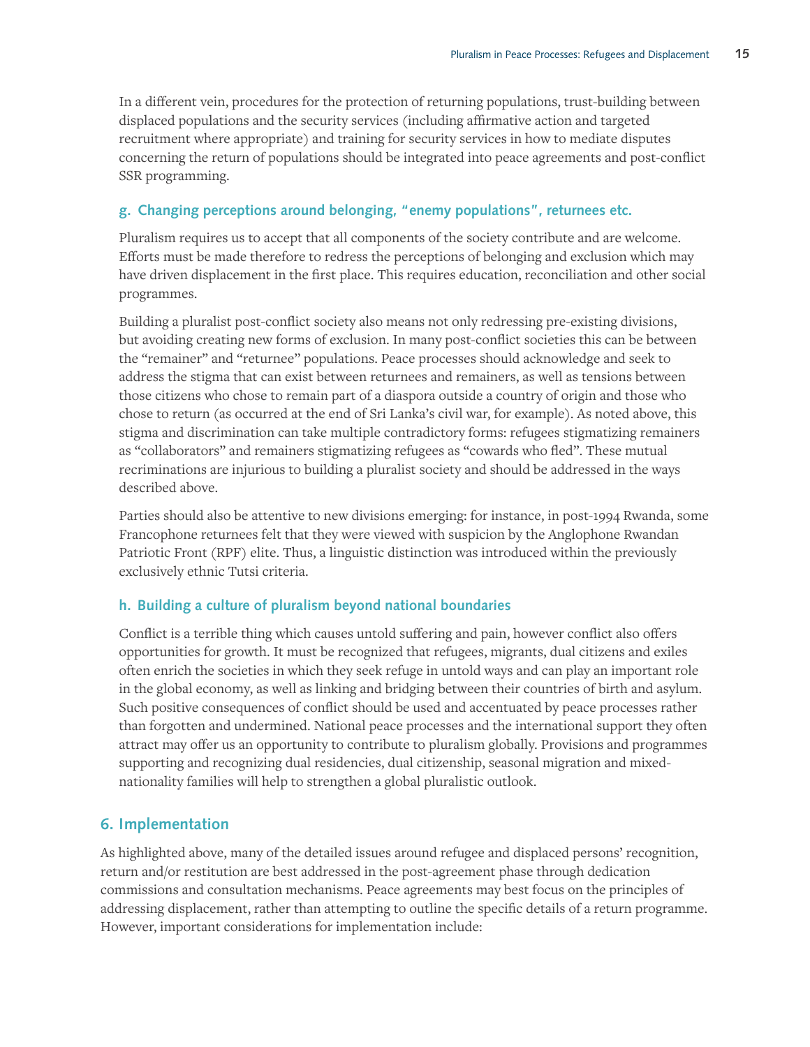In a different vein, procedures for the protection of returning populations, trust-building between displaced populations and the security services (including affirmative action and targeted recruitment where appropriate) and training for security services in how to mediate disputes concerning the return of populations should be integrated into peace agreements and post-conflict SSR programming.

### g. Changing perceptions around belonging, "enemy populations", returnees etc.

Pluralism requires us to accept that all components of the society contribute and are welcome. Efforts must be made therefore to redress the perceptions of belonging and exclusion which may have driven displacement in the first place. This requires education, reconciliation and other social programmes.

Building a pluralist post-conflict society also means not only redressing pre-existing divisions, but avoiding creating new forms of exclusion. In many post-conflict societies this can be between the "remainer" and "returnee" populations. Peace processes should acknowledge and seek to address the stigma that can exist between returnees and remainers, as well as tensions between those citizens who chose to remain part of a diaspora outside a country of origin and those who chose to return (as occurred at the end of Sri Lanka's civil war, for example). As noted above, this stigma and discrimination can take multiple contradictory forms: refugees stigmatizing remainers as "collaborators" and remainers stigmatizing refugees as "cowards who fled". These mutual recriminations are injurious to building a pluralist society and should be addressed in the ways described above.

Parties should also be attentive to new divisions emerging: for instance, in post-1994 Rwanda, some Francophone returnees felt that they were viewed with suspicion by the Anglophone Rwandan Patriotic Front (RPF) elite. Thus, a linguistic distinction was introduced within the previously exclusively ethnic Tutsi criteria.

### h. Building a culture of pluralism beyond national boundaries

Conflict is a terrible thing which causes untold suffering and pain, however conflict also offers opportunities for growth. It must be recognized that refugees, migrants, dual citizens and exiles often enrich the societies in which they seek refuge in untold ways and can play an important role in the global economy, as well as linking and bridging between their countries of birth and asylum. Such positive consequences of conflict should be used and accentuated by peace processes rather than forgotten and undermined. National peace processes and the international support they often attract may offer us an opportunity to contribute to pluralism globally. Provisions and programmes supporting and recognizing dual residencies, dual citizenship, seasonal migration and mixed-nationality families will help to strengthen a global pluralistic outlook.

## 6. Implementation

As highlighted above, many of the detailed issues around refugee and displaced persons' recognition, return and/or restitution are best addressed in the post-agreement phase through dedication commissions and consultation mechanisms. Peace agreements may best focus on the principles of addressing displacement, rather than attempting to outline the specific details of a return programme. However, important considerations for implementation include: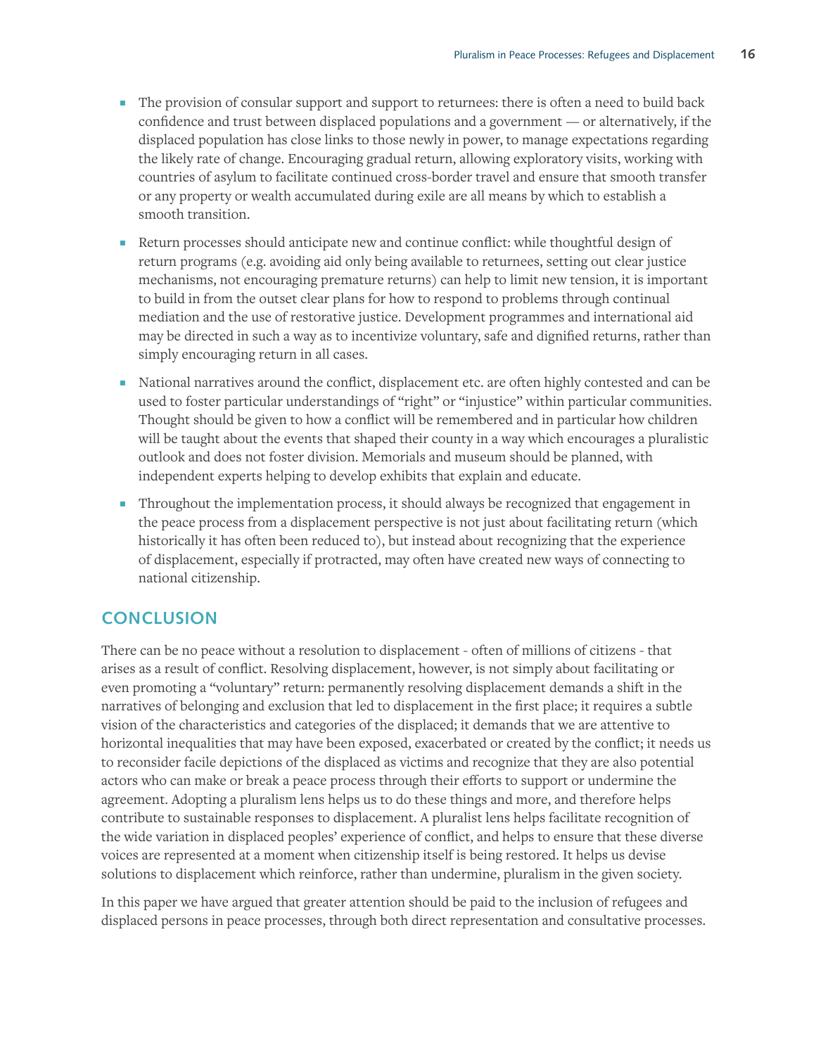- The provision of consular support and support to returnees: there is often a need to build back confidence and trust between displaced populations and a government — or alternatively, if the displaced population has close links to those newly in power, to manage expectations regarding the likely rate of change. Encouraging gradual return, allowing exploratory visits, working with countries of asylum to facilitate continued cross-border travel and ensure that smooth transfer or any property or wealth accumulated during exile are all means by which to establish a smooth transition.
- Return processes should anticipate new and continue conflict: while thoughtful design of return programs (e.g. avoiding aid only being available to returnees, setting out clear justice mechanisms, not encouraging premature returns) can help to limit new tension, it is important to build in from the outset clear plans for how to respond to problems through continual mediation and the use of restorative justice. Development programmes and international aid may be directed in such a way as to incentivize voluntary, safe and dignified returns, rather than simply encouraging return in all cases.
- National narratives around the conflict, displacement etc. are often highly contested and can be used to foster particular understandings of "right" or "injustice" within particular communities. Thought should be given to how a conflict will be remembered and in particular how children will be taught about the events that shaped their county in a way which encourages a pluralistic outlook and does not foster division. Memorials and museum should be planned, with independent experts helping to develop exhibits that explain and educate.
- Throughout the implementation process, it should always be recognized that engagement in the peace process from a displacement perspective is not just about facilitating return (which historically it has often been reduced to), but instead about recognizing that the experience of displacement, especially if protracted, may often have created new ways of connecting to national citizenship.

## CONCLUSION

There can be no peace without a resolution to displacement - often of millions of citizens - that arises as a result of conflict. Resolving displacement, however, is not simply about facilitating or even promoting a "voluntary" return: permanently resolving displacement demands a shift in the narratives of belonging and exclusion that led to displacement in the first place; it requires a subtle vision of the characteristics and categories of the displaced; it demands that we are attentive to horizontal inequalities that may have been exposed, exacerbated or created by the conflict; it needs us to reconsider facile depictions of the displaced as victims and recognize that they are also potential actors who can make or break a peace process through their efforts to support or undermine the agreement. Adopting a pluralism lens helps us to do these things and more, and therefore helps contribute to sustainable responses to displacement. A pluralist lens helps facilitate recognition of the wide variation in displaced peoples' experience of conflict, and helps to ensure that these diverse voices are represented at a moment when citizenship itself is being restored. It helps us devise solutions to displacement which reinforce, rather than undermine, pluralism in the given society.

In this paper we have argued that greater attention should be paid to the inclusion of refugees and displaced persons in peace processes, through both direct representation and consultative processes.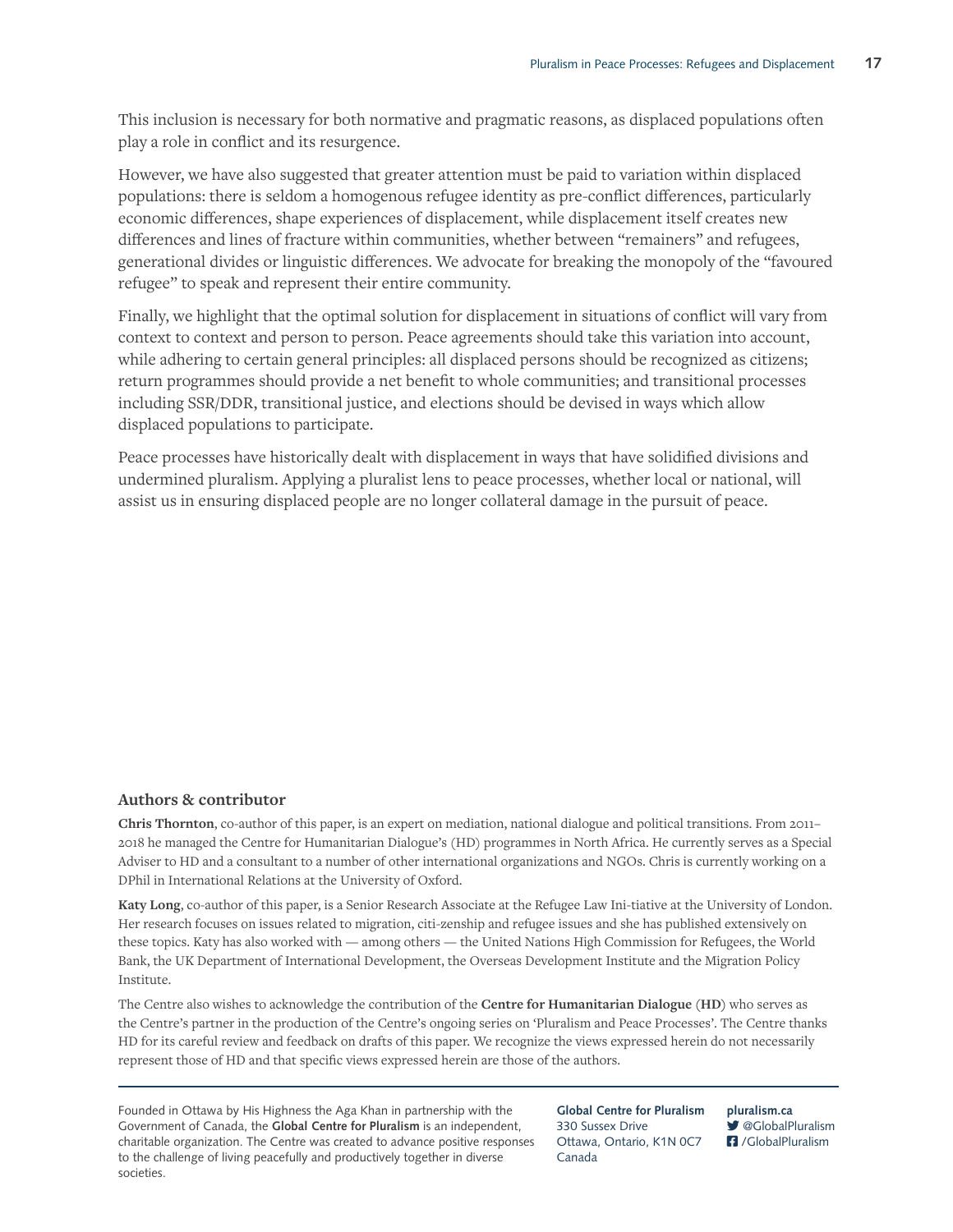This inclusion is necessary for both normative and pragmatic reasons, as displaced populations often play a role in conflict and its resurgence.

However, we have also suggested that greater attention must be paid to variation within displaced populations: there is seldom a homogenous refugee identity as pre-conflict differences, particularly economic differences, shape experiences of displacement, while displacement itself creates new differences and lines of fracture within communities, whether between "remainers" and refugees, generational divides or linguistic differences. We advocate for breaking the monopoly of the "favoured refugee" to speak and represent their entire community.

Finally, we highlight that the optimal solution for displacement in situations of conflict will vary from context to context and person to person. Peace agreements should take this variation into account, while adhering to certain general principles: all displaced persons should be recognized as citizens; return programmes should provide a net benefit to whole communities; and transitional processes including SSR/DDR, transitional justice, and elections should be devised in ways which allow displaced populations to participate.

Peace processes have historically dealt with displacement in ways that have solidified divisions and undermined pluralism. Applying a pluralist lens to peace processes, whether local or national, will assist us in ensuring displaced people are no longer collateral damage in the pursuit of peace.

### Authors & contributor

**Chris Thornton**, co-author of this paper, is an expert on mediation, national dialogue and political transitions. From 2011–2018 he managed the Centre for Humanitarian Dialogue's (HD) programmes in North Africa. He currently serves as a Special Adviser to HD and a consultant to a number of other international organizations and NGOs. Chris is currently working on a DPhil in International Relations at the University of Oxford.

**Katy Long**, co-author of this paper, is a Senior Research Associate at the Refugee Law Ini-tiative at the University of London. Her research focuses on issues related to migration, citi-zenship and refugee issues and she has published extensively on these topics. Katy has also worked with — among others — the United Nations High Commission for Refugees, the World Bank, the UK Department of International Development, the Overseas Development Institute and the Migration Policy Institute.

The Centre also wishes to acknowledge the contribution of the **Centre for Humanitarian Dialogue** (**HD**) who serves as the Centre's partner in the production of the Centre's ongoing series on 'Pluralism and Peace Processes'. The Centre thanks HD for its careful review and feedback on drafts of this paper. We recognize the views expressed herein do not necessarily represent those of HD and that specific views expressed herein are those of the authors.

---

Founded in Ottawa by His Highness the Aga Khan in partnership with the Government of Canada, the **Global Centre for Pluralism** is an independent, charitable organization. The Centre was created to advance positive responses to the challenge of living peacefully and productively together in diverse societies.

**Global Centre for Pluralism**
330 Sussex Drive
Ottawa, Ontario, K1N 0C7
Canada

**pluralism.ca**
@GlobalPluralism
/GlobalPluralism